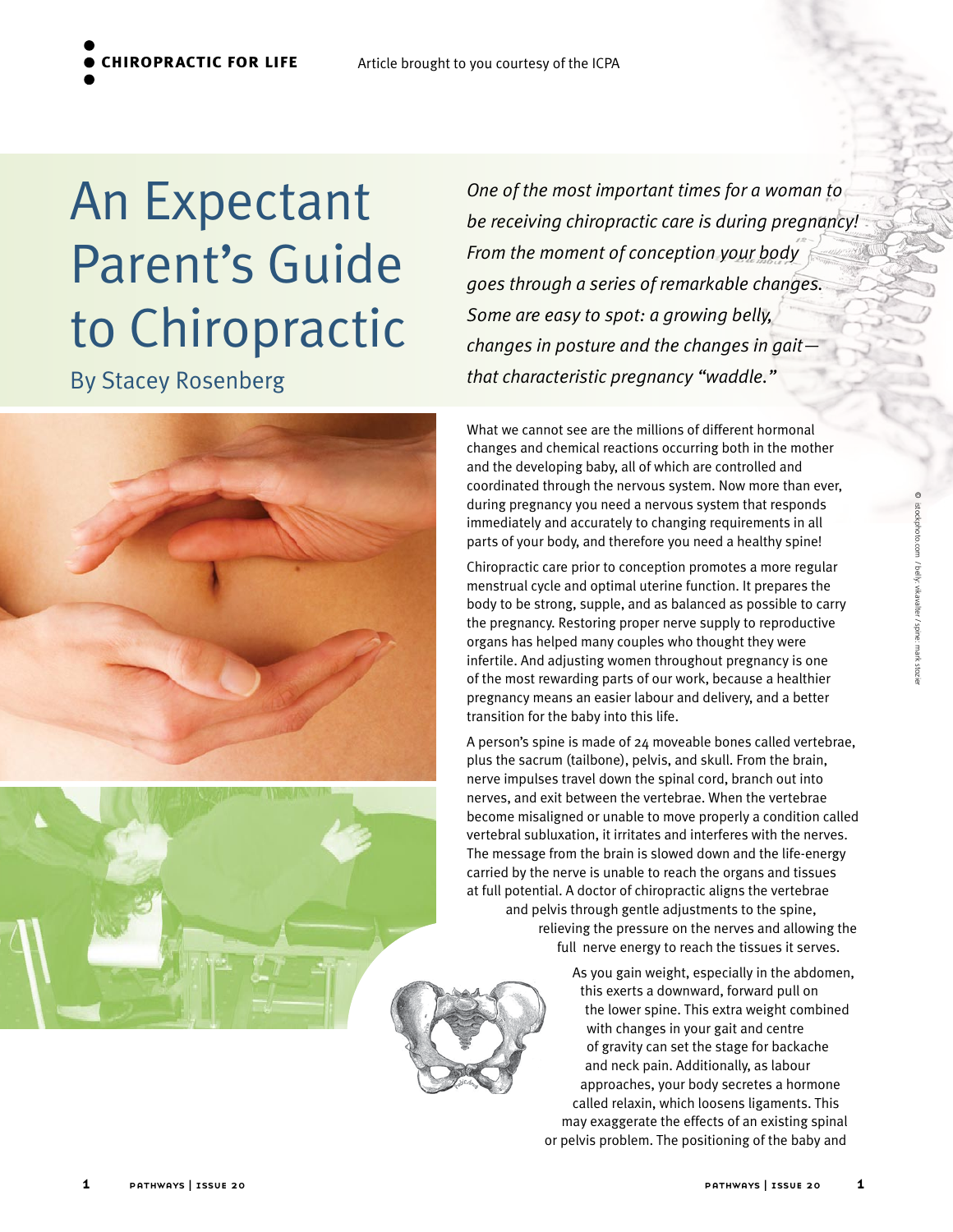**CHIPROPRACTIC FOR LIFE**

Article brought to you courtesy of the ICPA

# An Expectant Parent's Guide to Chiropractic

By Stacey Rosenberg

*One of the most important times for a woman to be receiving chiropractic care is during pregnancy! From the moment of conception your body goes through a series of remarkable changes. Some are easy to spot: a growing belly, changes in posture and the changes in gait—that characteristic pregnancy "waddle."*

What we cannot see are the millions of different hormonal changes and chemical reactions occurring both in the mother and the developing baby, all of which are controlled and coordinated through the nervous system. Now more than ever, during pregnancy you need a nervous system that responds immediately and accurately to changing requirements in all parts of your body, and therefore you need a healthy spine!

Chiropractic care prior to conception promotes a more regular menstrual cycle and optimal uterine function. It prepares the body to be strong, supple, and as balanced as possible to carry the pregnancy. Restoring proper nerve supply to reproductive organs has helped many couples who thought they were infertile. And adjusting women throughout pregnancy is one of the most rewarding parts of our work, because a healthier pregnancy means an easier labour and delivery, and a better transition for the baby into this life.

A person's spine is made of 24 moveable bones called vertebrae, plus the sacrum (tailbone), pelvis, and skull. From the brain, nerve impulses travel down the spinal cord, branch out into nerves, and exit between the vertebrae. When the vertebrae become misaligned or unable to move properly a condition called vertebral subluxation, it irritates and interferes with the nerves. The message from the brain is slowed down and the life-energy carried by the nerve is unable to reach the organs and tissues at full potential. A doctor of chiropractic aligns the vertebrae and pelvis through gentle adjustments to the spine, relieving the pressure on the nerves and allowing the full nerve energy to reach the tissues it serves.

As you gain weight, especially in the abdomen, this exerts a downward, forward pull on the lower spine. This extra weight combined with changes in your gait and centre of gravity can set the stage for backache and neck pain. Additionally, as labour approaches, your body secretes a hormone called relaxin, which loosens ligaments. This may exaggerate the effects of an existing spinal or pelvis problem. The positioning of the baby and

© istockphoto.com / belly: vikawalter / spine: mark stozier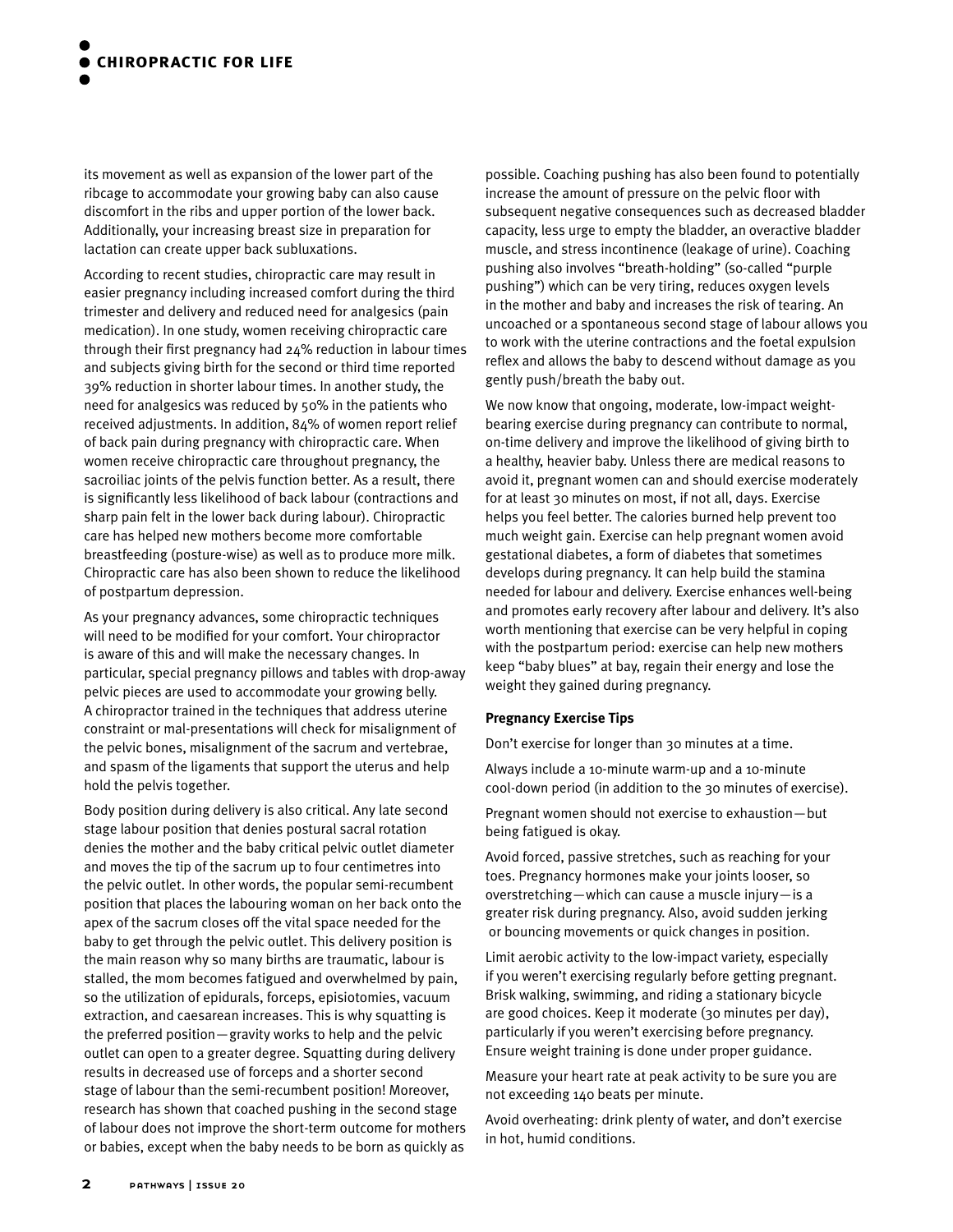its movement as well as expansion of the lower part of the ribcage to accommodate your growing baby can also cause discomfort in the ribs and upper portion of the lower back. Additionally, your increasing breast size in preparation for lactation can create upper back subluxations.

According to recent studies, chiropractic care may result in easier pregnancy including increased comfort during the third trimester and delivery and reduced need for analgesics (pain medication). In one study, women receiving chiropractic care through their first pregnancy had 24% reduction in labour times and subjects giving birth for the second or third time reported 39% reduction in shorter labour times. In another study, the need for analgesics was reduced by 50% in the patients who received adjustments. In addition, 84% of women report relief of back pain during pregnancy with chiropractic care. When women receive chiropractic care throughout pregnancy, the sacroiliac joints of the pelvis function better. As a result, there is significantly less likelihood of back labour (contractions and sharp pain felt in the lower back during labour). Chiropractic care has helped new mothers become more comfortable breastfeeding (posture-wise) as well as to produce more milk. Chiropractic care has also been shown to reduce the likelihood of postpartum depression.

As your pregnancy advances, some chiropractic techniques will need to be modified for your comfort. Your chiropractor is aware of this and will make the necessary changes. In particular, special pregnancy pillows and tables with drop-away pelvic pieces are used to accommodate your growing belly. A chiropractor trained in the techniques that address uterine constraint or mal-presentations will check for misalignment of the pelvic bones, misalignment of the sacrum and vertebrae, and spasm of the ligaments that support the uterus and help hold the pelvis together.

Body position during delivery is also critical. Any late second stage labour position that denies postural sacral rotation denies the mother and the baby critical pelvic outlet diameter and moves the tip of the sacrum up to four centimetres into the pelvic outlet. In other words, the popular semi-recumbent position that places the labouring woman on her back onto the apex of the sacrum closes off the vital space needed for the baby to get through the pelvic outlet. This delivery position is the main reason why so many births are traumatic, labour is stalled, the mom becomes fatigued and overwhelmed by pain, so the utilization of epidurals, forceps, episiotomies, vacuum extraction, and caesarean increases. This is why squatting is the preferred position—gravity works to help and the pelvic outlet can open to a greater degree. Squatting during delivery results in decreased use of forceps and a shorter second stage of labour than the semi-recumbent position! Moreover, research has shown that coached pushing in the second stage of labour does not improve the short-term outcome for mothers or babies, except when the baby needs to be born as quickly as possible. Coaching pushing has also been found to potentially increase the amount of pressure on the pelvic floor with subsequent negative consequences such as decreased bladder capacity, less urge to empty the bladder, an overactive bladder muscle, and stress incontinence (leakage of urine). Coaching pushing also involves "breath-holding" (so-called "purple pushing") which can be very tiring, reduces oxygen levels in the mother and baby and increases the risk of tearing. An uncoached or a spontaneous second stage of labour allows you to work with the uterine contractions and the foetal expulsion reflex and allows the baby to descend without damage as you gently push/breath the baby out.

We now know that ongoing, moderate, low-impact weight-bearing exercise during pregnancy can contribute to normal, on-time delivery and improve the likelihood of giving birth to a healthy, heavier baby. Unless there are medical reasons to avoid it, pregnant women can and should exercise moderately for at least 30 minutes on most, if not all, days. Exercise helps you feel better. The calories burned help prevent too much weight gain. Exercise can help pregnant women avoid gestational diabetes, a form of diabetes that sometimes develops during pregnancy. It can help build the stamina needed for labour and delivery. Exercise enhances well-being and promotes early recovery after labour and delivery. It's also worth mentioning that exercise can be very helpful in coping with the postpartum period: exercise can help new mothers keep "baby blues" at bay, regain their energy and lose the weight they gained during pregnancy.

**Pregnancy Exercise Tips**

Don't exercise for longer than 30 minutes at a time.

Always include a 10-minute warm-up and a 10-minute cool-down period (in addition to the 30 minutes of exercise).

Pregnant women should not exercise to exhaustion—but being fatigued is okay.

Avoid forced, passive stretches, such as reaching for your toes. Pregnancy hormones make your joints looser, so overstretching—which can cause a muscle injury—is a greater risk during pregnancy. Also, avoid sudden jerking or bouncing movements or quick changes in position.

Limit aerobic activity to the low-impact variety, especially if you weren't exercising regularly before getting pregnant. Brisk walking, swimming, and riding a stationary bicycle are good choices. Keep it moderate (30 minutes per day), particularly if you weren't exercising before pregnancy. Ensure weight training is done under proper guidance.

Measure your heart rate at peak activity to be sure you are not exceeding 140 beats per minute.

Avoid overheating: drink plenty of water, and don't exercise in hot, humid conditions.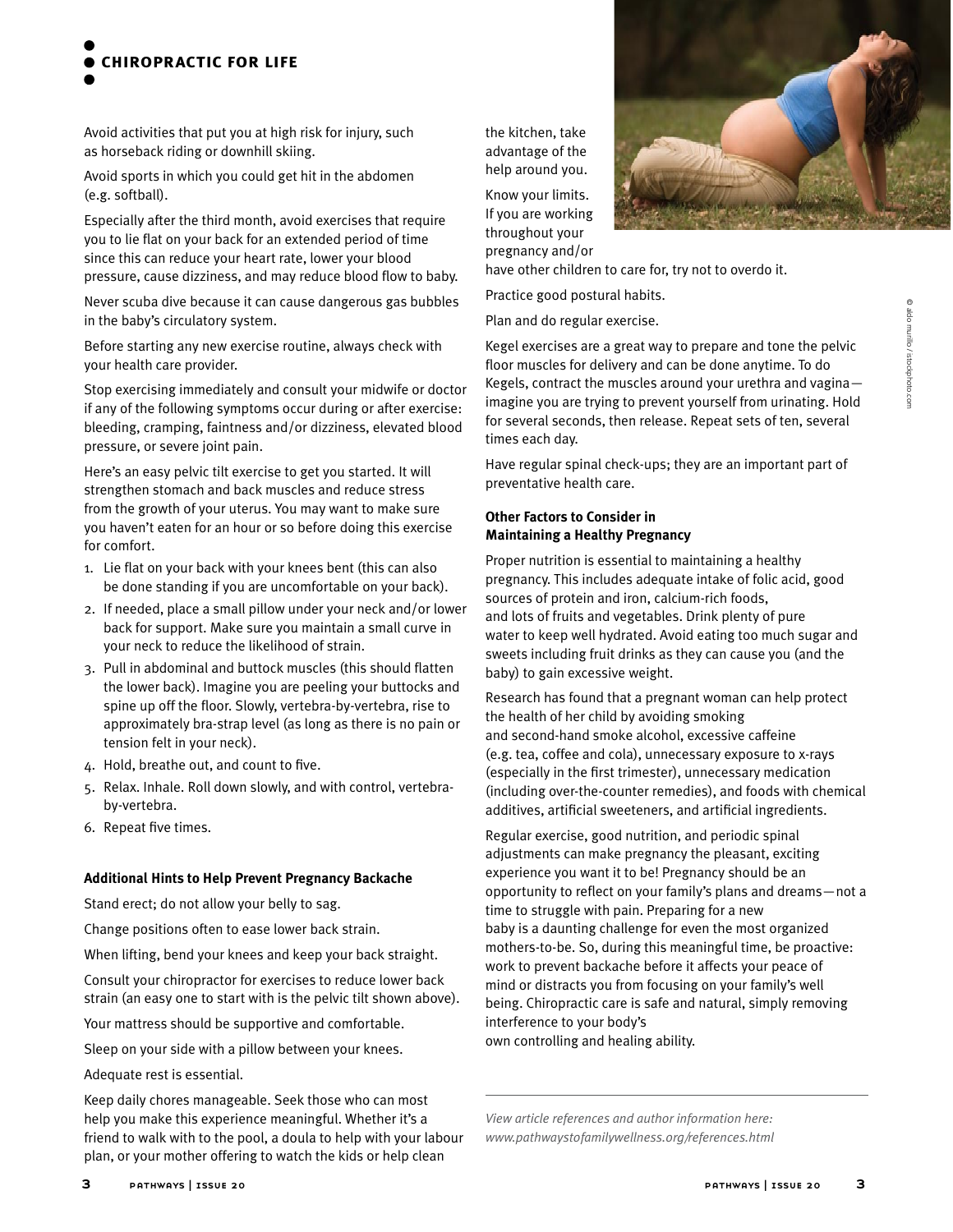Avoid activities that put you at high risk for injury, such as horseback riding or downhill skiing.

Avoid sports in which you could get hit in the abdomen (e.g. softball).

Especially after the third month, avoid exercises that require you to lie flat on your back for an extended period of time since this can reduce your heart rate, lower your blood pressure, cause dizziness, and may reduce blood flow to baby.

Never scuba dive because it can cause dangerous gas bubbles in the baby's circulatory system.

Before starting any new exercise routine, always check with your health care provider.

Stop exercising immediately and consult your midwife or doctor if any of the following symptoms occur during or after exercise: bleeding, cramping, faintness and/or dizziness, elevated blood pressure, or severe joint pain.

Here's an easy pelvic tilt exercise to get you started. It will strengthen stomach and back muscles and reduce stress from the growth of your uterus. You may want to make sure you haven't eaten for an hour or so before doing this exercise for comfort.

1. Lie flat on your back with your knees bent (this can also be done standing if you are uncomfortable on your back).
2. If needed, place a small pillow under your neck and/or lower back for support. Make sure you maintain a small curve in your neck to reduce the likelihood of strain.
3. Pull in abdominal and buttock muscles (this should flatten the lower back). Imagine you are peeling your buttocks and spine up off the floor. Slowly, vertebra-by-vertebra, rise to approximately bra-strap level (as long as there is no pain or tension felt in your neck).
4. Hold, breathe out, and count to five.
5. Relax. Inhale. Roll down slowly, and with control, vertebra-by-vertebra.
6. Repeat five times.

**Additional Hints to Help Prevent Pregnancy Backache**

Stand erect; do not allow your belly to sag.

Change positions often to ease lower back strain.

When lifting, bend your knees and keep your back straight.

Consult your chiropractor for exercises to reduce lower back strain (an easy one to start with is the pelvic tilt shown above).

Your mattress should be supportive and comfortable.

Sleep on your side with a pillow between your knees.

Adequate rest is essential.

Keep daily chores manageable. Seek those who can most help you make this experience meaningful. Whether it's a friend to walk with to the pool, a doula to help with your labour plan, or your mother offering to watch the kids or help clean the kitchen, take advantage of the help around you.

Know your limits. If you are working throughout your pregnancy and/or have other children to care for, try not to overdo it.

Practice good postural habits.

Plan and do regular exercise.

Kegel exercises are a great way to prepare and tone the pelvic floor muscles for delivery and can be done anytime. To do Kegels, contract the muscles around your urethra and vagina—imagine you are trying to prevent yourself from urinating. Hold for several seconds, then release. Repeat sets of ten, several times each day.

Have regular spinal check-ups; they are an important part of preventative health care.

**Other Factors to Consider in Maintaining a Healthy Pregnancy**

Proper nutrition is essential to maintaining a healthy pregnancy. This includes adequate intake of folic acid, good sources of protein and iron, calcium-rich foods, and lots of fruits and vegetables. Drink plenty of pure water to keep well hydrated. Avoid eating too much sugar and sweets including fruit drinks as they can cause you (and the baby) to gain excessive weight.

Research has found that a pregnant woman can help protect the health of her child by avoiding smoking and second-hand smoke alcohol, excessive caffeine (e.g. tea, coffee and cola), unnecessary exposure to x-rays (especially in the first trimester), unnecessary medication (including over-the-counter remedies), and foods with chemical additives, artificial sweeteners, and artificial ingredients.

Regular exercise, good nutrition, and periodic spinal adjustments can make pregnancy the pleasant, exciting experience you want it to be! Pregnancy should be an opportunity to reflect on your family's plans and dreams—not a time to struggle with pain. Preparing for a new baby is a daunting challenge for even the most organized mothers-to-be. So, during this meaningful time, be proactive: work to prevent backache before it affects your peace of mind or distracts you from focusing on your family's well being. Chiropractic care is safe and natural, simply removing interference to your body's own controlling and healing ability.

*View article references and author information here: www.pathwaystofamilywellness.org/references.html*